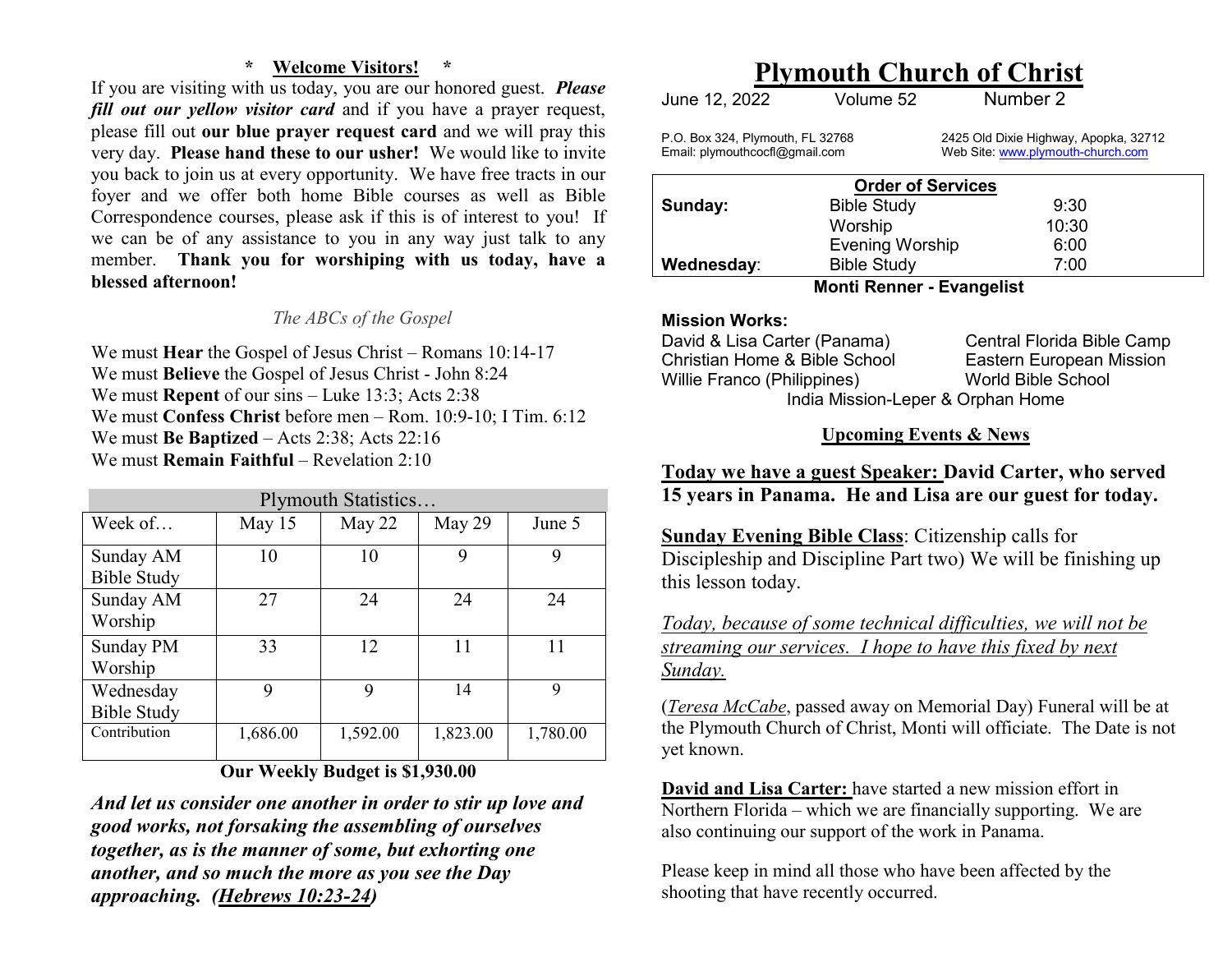**\* Welcome Visitors! \***

If you are visiting with us today, you are our honored guest. ***Please fill out our yellow visitor card*** and if you have a prayer request, please fill out **our blue prayer request card** and we will pray this very day. **Please hand these to our usher!** We would like to invite you back to join us at every opportunity. We have free tracts in our foyer and we offer both home Bible courses as well as Bible Correspondence courses, please ask if this is of interest to you! If we can be of any assistance to you in any way just talk to any member. **Thank you for worshiping with us today, have a blessed afternoon!**

*The ABCs of the Gospel*

We must **Hear** the Gospel of Jesus Christ – Romans 10:14-17
We must **Believe** the Gospel of Jesus Christ - John 8:24
We must **Repent** of our sins – Luke 13:3; Acts 2:38
We must **Confess Christ** before men – Rom. 10:9-10; I Tim. 6:12
We must **Be Baptized** – Acts 2:38; Acts 22:16
We must **Remain Faithful** – Revelation 2:10

Plymouth Statistics…

| Week of… | May 15 | May 22 | May 29 | June 5 |
|---|---|---|---|---|
| Sunday AM Bible Study | 10 | 10 | 9 | 9 |
| Sunday AM Worship | 27 | 24 | 24 | 24 |
| Sunday PM Worship | 33 | 12 | 11 | 11 |
| Wednesday Bible Study | 9 | 9 | 14 | 9 |
| Contribution | 1,686.00 | 1,592.00 | 1,823.00 | 1,780.00 |

**Our Weekly Budget is $1,930.00**

***And let us consider one another in order to stir up love and good works, not forsaking the assembling of ourselves together, as is the manner of some, but exhorting one another, and so much the more as you see the Day approaching. (Hebrews 10:23-24)***

# Plymouth Church of Christ

June 12, 2022 Volume 52 Number 2

P.O. Box 324, Plymouth, FL 32768
Email: plymouthcocfl@gmail.com

2425 Old Dixie Highway, Apopka, 32712
Web Site: www.plymouth-church.com

**Order of Services**

| | | |
|---|---|---|
| **Sunday:** | Bible Study | 9:30 |
| | Worship | 10:30 |
| | Evening Worship | 6:00 |
| **Wednesday**: | Bible Study | 7:00 |

**Monti Renner - Evangelist**

**Mission Works:**

David & Lisa Carter (Panama)
Christian Home & Bible School
Willie Franco (Philippines)
Central Florida Bible Camp
Eastern European Mission
World Bible School
India Mission-Leper & Orphan Home

**Upcoming Events & News**

**Today we have a guest Speaker: David Carter, who served 15 years in Panama. He and Lisa are our guest for today.**

**Sunday Evening Bible Class**: Citizenship calls for Discipleship and Discipline Part two) We will be finishing up this lesson today.

*Today, because of some technical difficulties, we will not be streaming our services. I hope to have this fixed by next Sunday.*

(*Teresa McCabe*, passed away on Memorial Day) Funeral will be at the Plymouth Church of Christ, Monti will officiate. The Date is not yet known.

**David and Lisa Carter:** have started a new mission effort in Northern Florida – which we are financially supporting. We are also continuing our support of the work in Panama.

Please keep in mind all those who have been affected by the shooting that have recently occurred.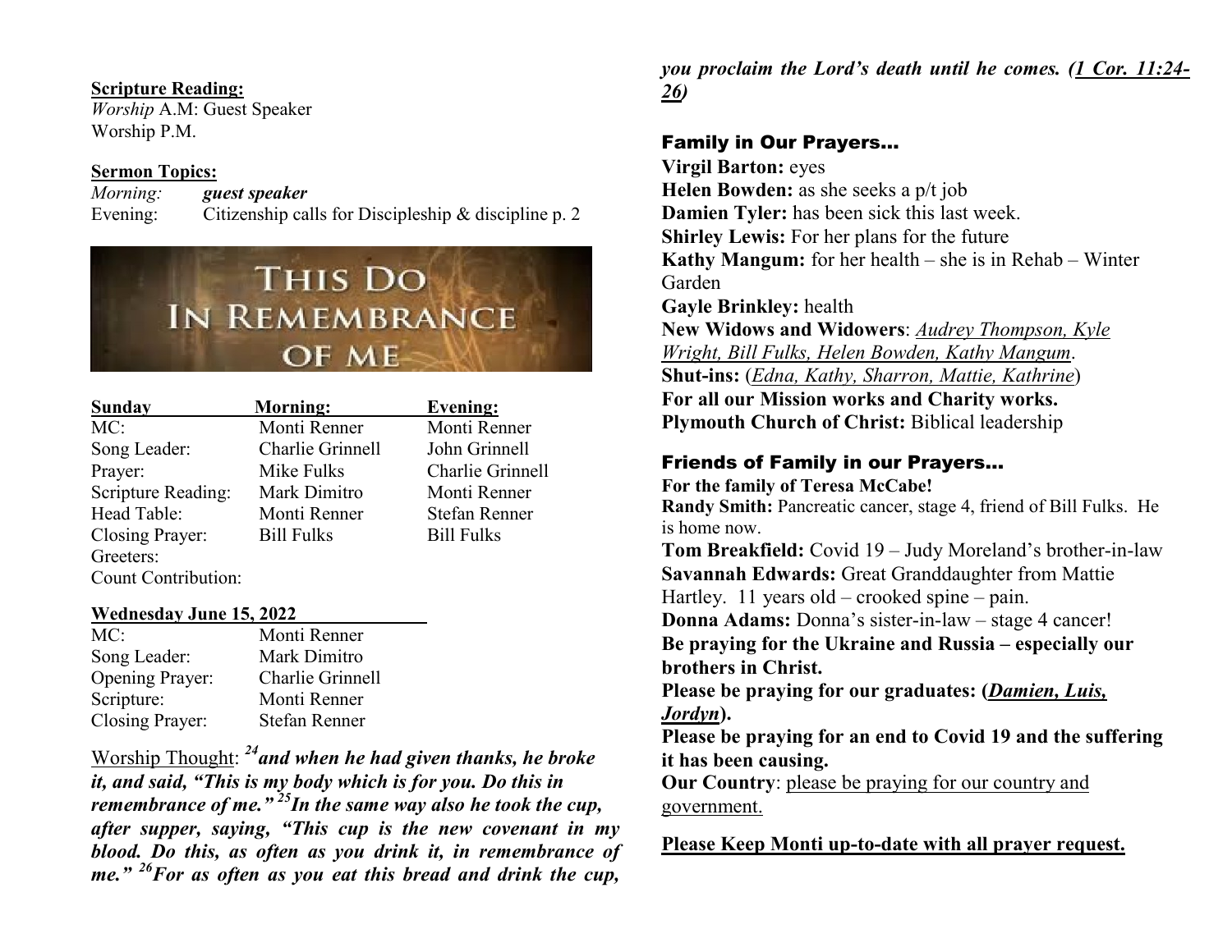**Scripture Reading:**
*Worship* A.M: Guest Speaker
Worship P.M.

**Sermon Topics:**
*Morning:* ***guest speaker***
Evening: Citizenship calls for Discipleship & discipline p. 2

THIS DO IN REMEMBRANCE OF ME

| **Sunday** | **Morning:** | **Evening:** |
|---|---|---|
| MC: | Monti Renner | Monti Renner |
| Song Leader: | Charlie Grinnell | John Grinnell |
| Prayer: | Mike Fulks | Charlie Grinnell |
| Scripture Reading: | Mark Dimitro | Monti Renner |
| Head Table: | Monti Renner | Stefan Renner |
| Closing Prayer: | Bill Fulks | Bill Fulks |
| Greeters: | | |
| Count Contribution: | | |

**Wednesday June 15, 2022**

| | |
|---|---|
| MC: | Monti Renner |
| Song Leader: | Mark Dimitro |
| Opening Prayer: | Charlie Grinnell |
| Scripture: | Monti Renner |
| Closing Prayer: | Stefan Renner |

Worship Thought: ***[24]and when he had given thanks, he broke it, and said, "This is my body which is for you. Do this in remembrance of me." [25]In the same way also he took the cup, after supper, saying, "This cup is the new covenant in my blood. Do this, as often as you drink it, in remembrance of me." [26]For as often as you eat this bread and drink the cup, you proclaim the Lord's death until he comes. (1 Cor. 11:24-26)***

## Family in Our Prayers…

**Virgil Barton:** eyes
**Helen Bowden:** as she seeks a p/t job
**Damien Tyler:** has been sick this last week.
**Shirley Lewis:** For her plans for the future
**Kathy Mangum:** for her health – she is in Rehab – Winter Garden
**Gayle Brinkley:** health
**New Widows and Widowers**: *Audrey Thompson, Kyle Wright, Bill Fulks, Helen Bowden, Kathy Mangum*.
**Shut-ins:** (*Edna, Kathy, Sharron, Mattie, Kathrine*)
**For all our Mission works and Charity works.**
**Plymouth Church of Christ:** Biblical leadership

## Friends of Family in our Prayers…

**For the family of Teresa McCabe!**
**Randy Smith:** Pancreatic cancer, stage 4, friend of Bill Fulks. He is home now.
**Tom Breakfield:** Covid 19 – Judy Moreland's brother-in-law
**Savannah Edwards:** Great Granddaughter from Mattie Hartley. 11 years old – crooked spine – pain.
**Donna Adams:** Donna's sister-in-law – stage 4 cancer!
**Be praying for the Ukraine and Russia – especially our brothers in Christ.**
**Please be praying for our graduates: (*Damien, Luis, Jordyn*).**
**Please be praying for an end to Covid 19 and the suffering it has been causing.**
**Our Country**: please be praying for our country and government.

**Please Keep Monti up-to-date with all prayer request.**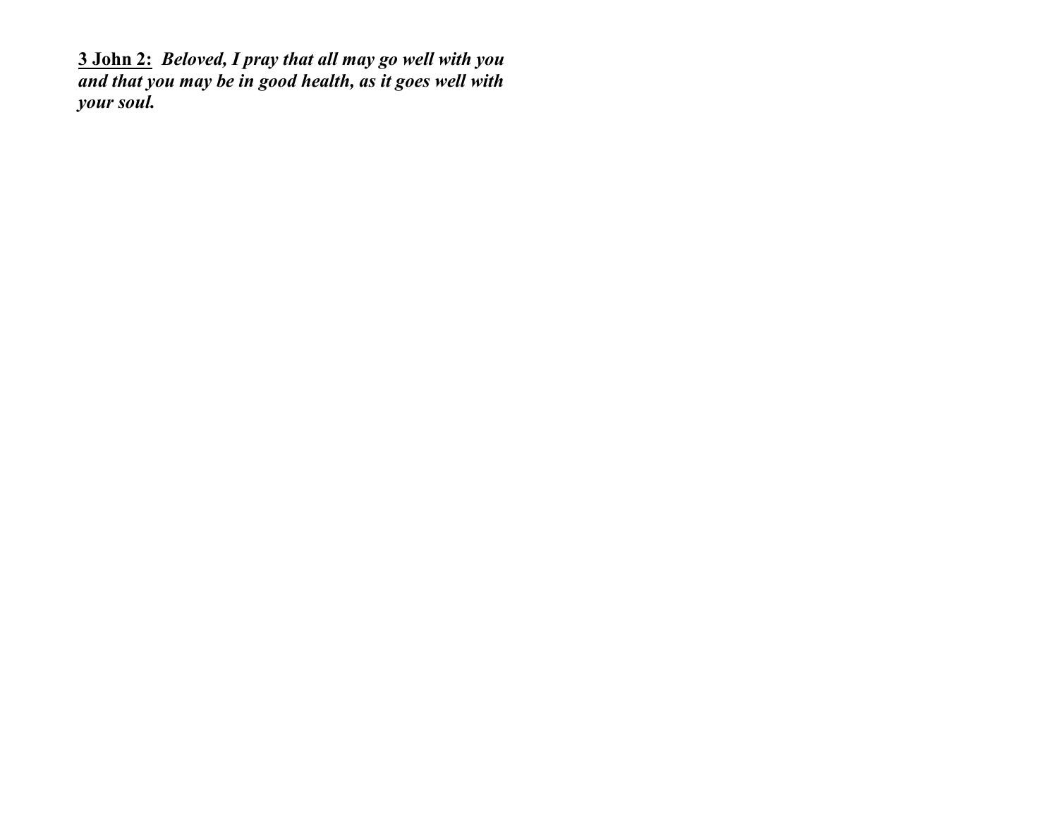**<u>3 John 2:</u>** ***Beloved, I pray that all may go well with you and that you may be in good health, as it goes well with your soul.***